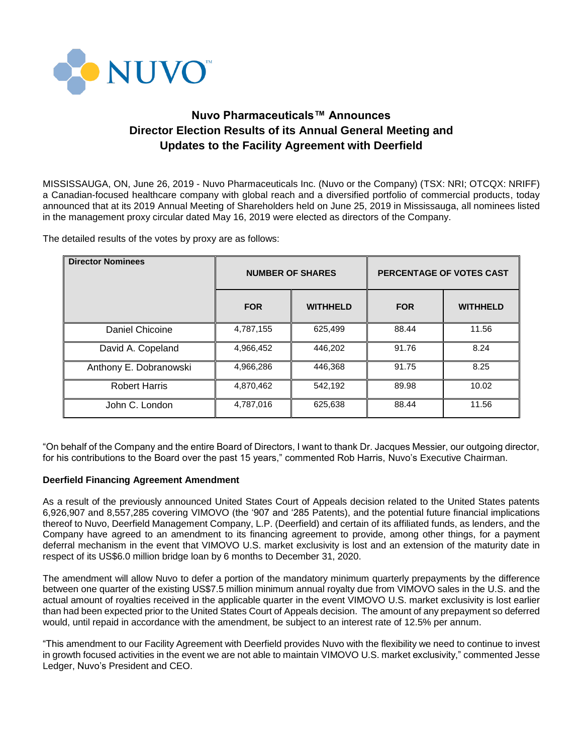NUVO™

# Nuvo Pharmaceuticals™ Announces Director Election Results of its Annual General Meeting and Updates to the Facility Agreement with Deerfield

MISSISSAUGA, ON, June 26, 2019 - Nuvo Pharmaceuticals Inc. (Nuvo or the Company) (TSX: NRI; OTCQX: NRIFF) a Canadian-focused healthcare company with global reach and a diversified portfolio of commercial products, today announced that at its 2019 Annual Meeting of Shareholders held on June 25, 2019 in Mississauga, all nominees listed in the management proxy circular dated May 16, 2019 were elected as directors of the Company.

The detailed results of the votes by proxy are as follows:

| Director Nominees | NUMBER OF SHARES | | PERCENTAGE OF VOTES CAST | |
|---|---|---|---|---|
| | FOR | WITHHELD | FOR | WITHHELD |
| Daniel Chicoine | 4,787,155 | 625,499 | 88.44 | 11.56 |
| David A. Copeland | 4,966,452 | 446,202 | 91.76 | 8.24 |
| Anthony E. Dobranowski | 4,966,286 | 446,368 | 91.75 | 8.25 |
| Robert Harris | 4,870,462 | 542,192 | 89.98 | 10.02 |
| John C. London | 4,787,016 | 625,638 | 88.44 | 11.56 |

"On behalf of the Company and the entire Board of Directors, I want to thank Dr. Jacques Messier, our outgoing director, for his contributions to the Board over the past 15 years," commented Rob Harris, Nuvo's Executive Chairman.

**Deerfield Financing Agreement Amendment**

As a result of the previously announced United States Court of Appeals decision related to the United States patents 6,926,907 and 8,557,285 covering VIMOVO (the '907 and '285 Patents), and the potential future financial implications thereof to Nuvo, Deerfield Management Company, L.P. (Deerfield) and certain of its affiliated funds, as lenders, and the Company have agreed to an amendment to its financing agreement to provide, among other things, for a payment deferral mechanism in the event that VIMOVO U.S. market exclusivity is lost and an extension of the maturity date in respect of its US$6.0 million bridge loan by 6 months to December 31, 2020.

The amendment will allow Nuvo to defer a portion of the mandatory minimum quarterly prepayments by the difference between one quarter of the existing US$7.5 million minimum annual royalty due from VIMOVO sales in the U.S. and the actual amount of royalties received in the applicable quarter in the event VIMOVO U.S. market exclusivity is lost earlier than had been expected prior to the United States Court of Appeals decision. The amount of any prepayment so deferred would, until repaid in accordance with the amendment, be subject to an interest rate of 12.5% per annum.

"This amendment to our Facility Agreement with Deerfield provides Nuvo with the flexibility we need to continue to invest in growth focused activities in the event we are not able to maintain VIMOVO U.S. market exclusivity," commented Jesse Ledger, Nuvo's President and CEO.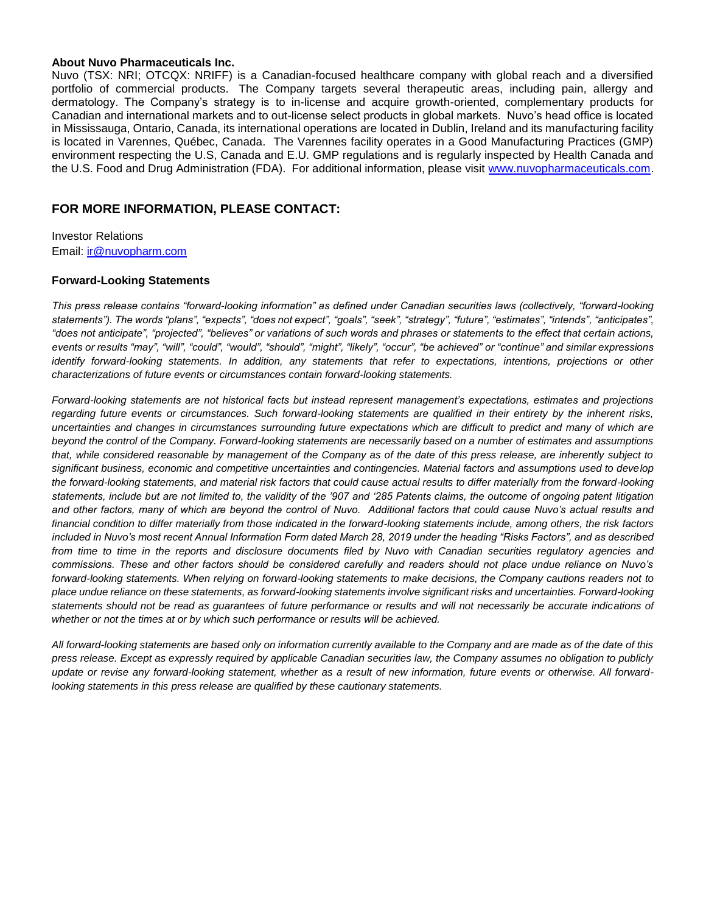**About Nuvo Pharmaceuticals Inc.**

Nuvo (TSX: NRI; OTCQX: NRIFF) is a Canadian-focused healthcare company with global reach and a diversified portfolio of commercial products. The Company targets several therapeutic areas, including pain, allergy and dermatology. The Company's strategy is to in-license and acquire growth-oriented, complementary products for Canadian and international markets and to out-license select products in global markets. Nuvo's head office is located in Mississauga, Ontario, Canada, its international operations are located in Dublin, Ireland and its manufacturing facility is located in Varennes, Québec, Canada. The Varennes facility operates in a Good Manufacturing Practices (GMP) environment respecting the U.S, Canada and E.U. GMP regulations and is regularly inspected by Health Canada and the U.S. Food and Drug Administration (FDA). For additional information, please visit [www.nuvopharmaceuticals.com](www.nuvopharmaceuticals.com).

## FOR MORE INFORMATION, PLEASE CONTACT:

Investor Relations
Email: [ir@nuvopharm.com](mailto:ir@nuvopharm.com)

### Forward-Looking Statements

*This press release contains "forward-looking information" as defined under Canadian securities laws (collectively, "forward-looking statements"). The words "plans", "expects", "does not expect", "goals", "seek", "strategy", "future", "estimates", "intends", "anticipates", "does not anticipate", "projected", "believes" or variations of such words and phrases or statements to the effect that certain actions, events or results "may", "will", "could", "would", "should", "might", "likely", "occur", "be achieved" or "continue" and similar expressions identify forward-looking statements. In addition, any statements that refer to expectations, intentions, projections or other characterizations of future events or circumstances contain forward-looking statements.*

*Forward-looking statements are not historical facts but instead represent management's expectations, estimates and projections regarding future events or circumstances. Such forward-looking statements are qualified in their entirety by the inherent risks, uncertainties and changes in circumstances surrounding future expectations which are difficult to predict and many of which are beyond the control of the Company. Forward-looking statements are necessarily based on a number of estimates and assumptions that, while considered reasonable by management of the Company as of the date of this press release, are inherently subject to significant business, economic and competitive uncertainties and contingencies. Material factors and assumptions used to develop the forward-looking statements, and material risk factors that could cause actual results to differ materially from the forward-looking statements, include but are not limited to, the validity of the '907 and '285 Patents claims, the outcome of ongoing patent litigation and other factors, many of which are beyond the control of Nuvo. Additional factors that could cause Nuvo's actual results and financial condition to differ materially from those indicated in the forward-looking statements include, among others, the risk factors included in Nuvo's most recent Annual Information Form dated March 28, 2019 under the heading "Risks Factors", and as described from time to time in the reports and disclosure documents filed by Nuvo with Canadian securities regulatory agencies and commissions. These and other factors should be considered carefully and readers should not place undue reliance on Nuvo's forward-looking statements. When relying on forward-looking statements to make decisions, the Company cautions readers not to place undue reliance on these statements, as forward-looking statements involve significant risks and uncertainties. Forward-looking statements should not be read as guarantees of future performance or results and will not necessarily be accurate indications of whether or not the times at or by which such performance or results will be achieved.*

*All forward-looking statements are based only on information currently available to the Company and are made as of the date of this press release. Except as expressly required by applicable Canadian securities law, the Company assumes no obligation to publicly update or revise any forward-looking statement, whether as a result of new information, future events or otherwise. All forward-looking statements in this press release are qualified by these cautionary statements.*